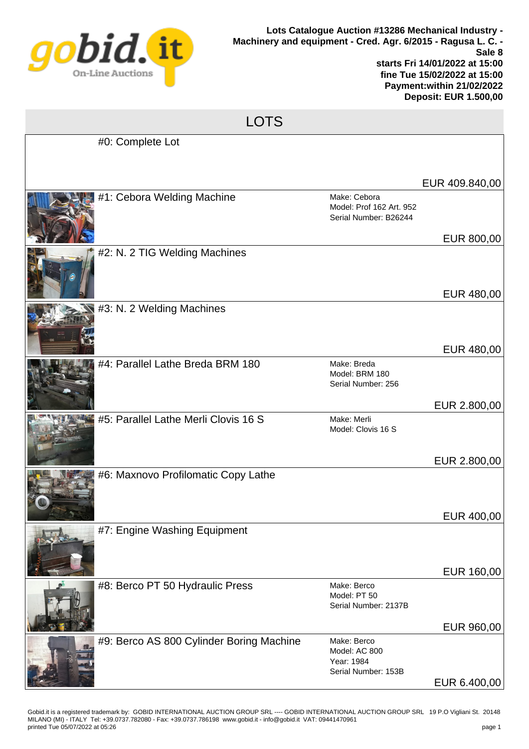**Lots Catalogue Auction #13286 Mechanical Industry - Machinery and equipment - Cred. Agr. 6/2015 - Ragusa L. C. - Sale 8**
**starts Fri 14/01/2022 at 15:00**
**fine Tue 15/02/2022 at 15:00**
**Payment:within 21/02/2022**
**Deposit: EUR 1.500,00**

## LOTS

| Lot | Details | Price |
|---|---|---|
| #0: Complete Lot | | EUR 409.840,00 |
| #1: Cebora Welding Machine | Make: Cebora<br>Model: Prof 162 Art. 952<br>Serial Number: B26244 | EUR 800,00 |
| #2: N. 2 TIG Welding Machines | | EUR 480,00 |
| #3: N. 2 Welding Machines | | EUR 480,00 |
| #4: Parallel Lathe Breda BRM 180 | Make: Breda<br>Model: BRM 180<br>Serial Number: 256 | EUR 2.800,00 |
| #5: Parallel Lathe Merli Clovis 16 S | Make: Merli<br>Model: Clovis 16 S | EUR 2.800,00 |
| #6: Maxnovo Profilomatic Copy Lathe | | EUR 400,00 |
| #7: Engine Washing Equipment | | EUR 160,00 |
| #8: Berco PT 50 Hydraulic Press | Make: Berco<br>Model: PT 50<br>Serial Number: 2137B | EUR 960,00 |
| #9: Berco AS 800 Cylinder Boring Machine | Make: Berco<br>Model: AC 800<br>Year: 1984<br>Serial Number: 153B | EUR 6.400,00 |

Gobid.it is a registered trademark by: GOBID INTERNATIONAL AUCTION GROUP SRL ---- GOBID INTERNATIONAL AUCTION GROUP SRL 19 P.O Vigliani St. 20148 MILANO (MI) - ITALY Tel: +39.0737.782080 - Fax: +39.0737.786198 www.gobid.it - info@gobid.it VAT: 09441470961
printed Tue 05/07/2022 at 05:26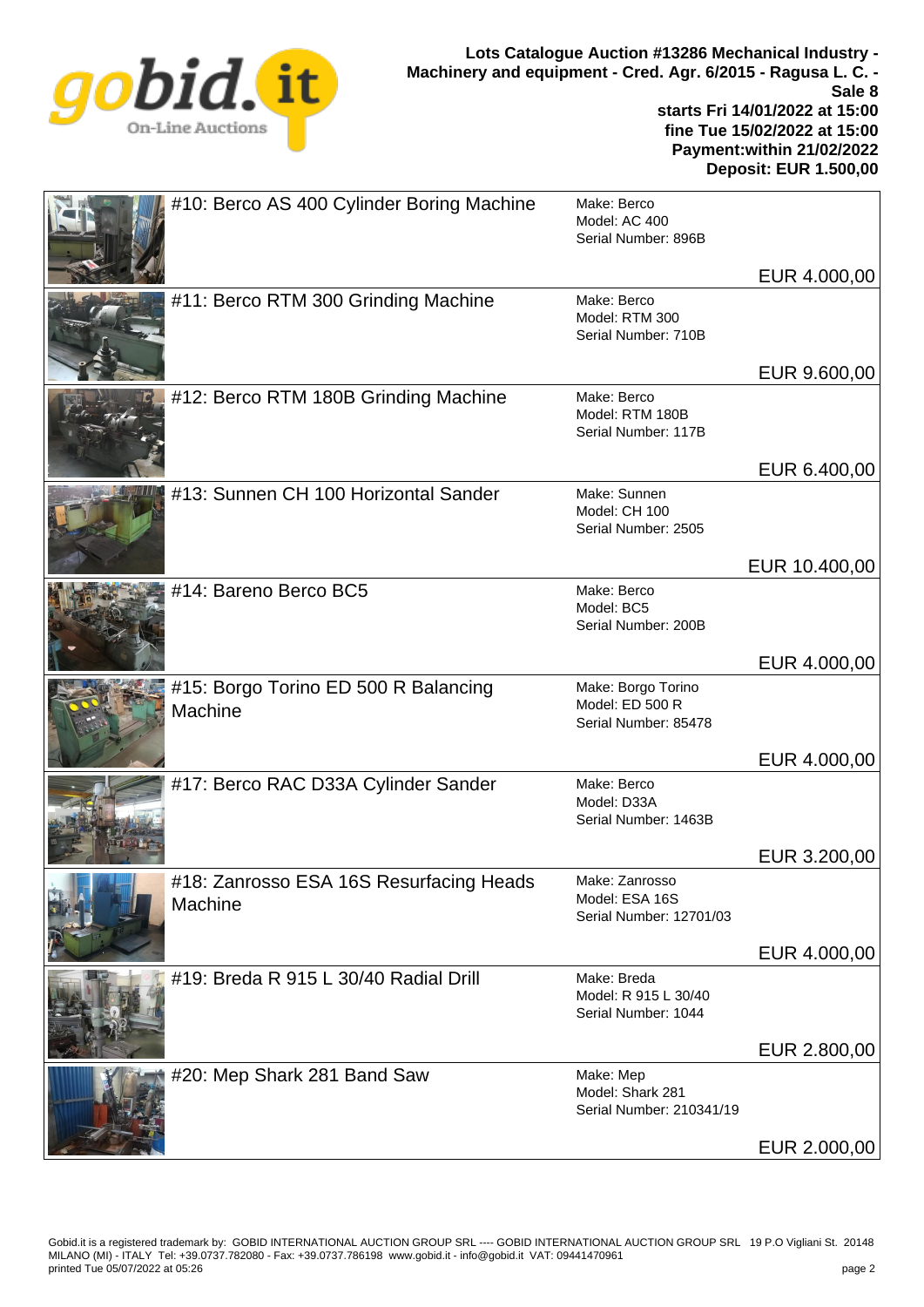**Lots Catalogue Auction #13286 Mechanical Industry - Machinery and equipment - Cred. Agr. 6/2015 - Ragusa L. C. - Sale 8**
**starts Fri 14/01/2022 at 15:00**
**fine Tue 15/02/2022 at 15:00**
**Payment:within 21/02/2022**
**Deposit: EUR 1.500,00**

| Lot | Details | Price |
| --- | --- | --- |
| #10: Berco AS 400 Cylinder Boring Machine | Make: Berco<br>Model: AC 400<br>Serial Number: 896B | EUR 4.000,00 |
| #11: Berco RTM 300 Grinding Machine | Make: Berco<br>Model: RTM 300<br>Serial Number: 710B | EUR 9.600,00 |
| #12: Berco RTM 180B Grinding Machine | Make: Berco<br>Model: RTM 180B<br>Serial Number: 117B | EUR 6.400,00 |
| #13: Sunnen CH 100 Horizontal Sander | Make: Sunnen<br>Model: CH 100<br>Serial Number: 2505 | EUR 10.400,00 |
| #14: Bareno Berco BC5 | Make: Berco<br>Model: BC5<br>Serial Number: 200B | EUR 4.000,00 |
| #15: Borgo Torino ED 500 R Balancing Machine | Make: Borgo Torino<br>Model: ED 500 R<br>Serial Number: 85478 | EUR 4.000,00 |
| #17: Berco RAC D33A Cylinder Sander | Make: Berco<br>Model: D33A<br>Serial Number: 1463B | EUR 3.200,00 |
| #18: Zanrosso ESA 16S Resurfacing Heads Machine | Make: Zanrosso<br>Model: ESA 16S<br>Serial Number: 12701/03 | EUR 4.000,00 |
| #19: Breda R 915 L 30/40 Radial Drill | Make: Breda<br>Model: R 915 L 30/40<br>Serial Number: 1044 | EUR 2.800,00 |
| #20: Mep Shark 281 Band Saw | Make: Mep<br>Model: Shark 281<br>Serial Number: 210341/19 | EUR 2.000,00 |

Gobid.it is a registered trademark by: GOBID INTERNATIONAL AUCTION GROUP SRL ---- GOBID INTERNATIONAL AUCTION GROUP SRL 19 P.O Vigliani St. 20148 MILANO (MI) - ITALY Tel: +39.0737.782080 - Fax: +39.0737.786198 www.gobid.it - info@gobid.it VAT: 09441470961
printed Tue 05/07/2022 at 05:26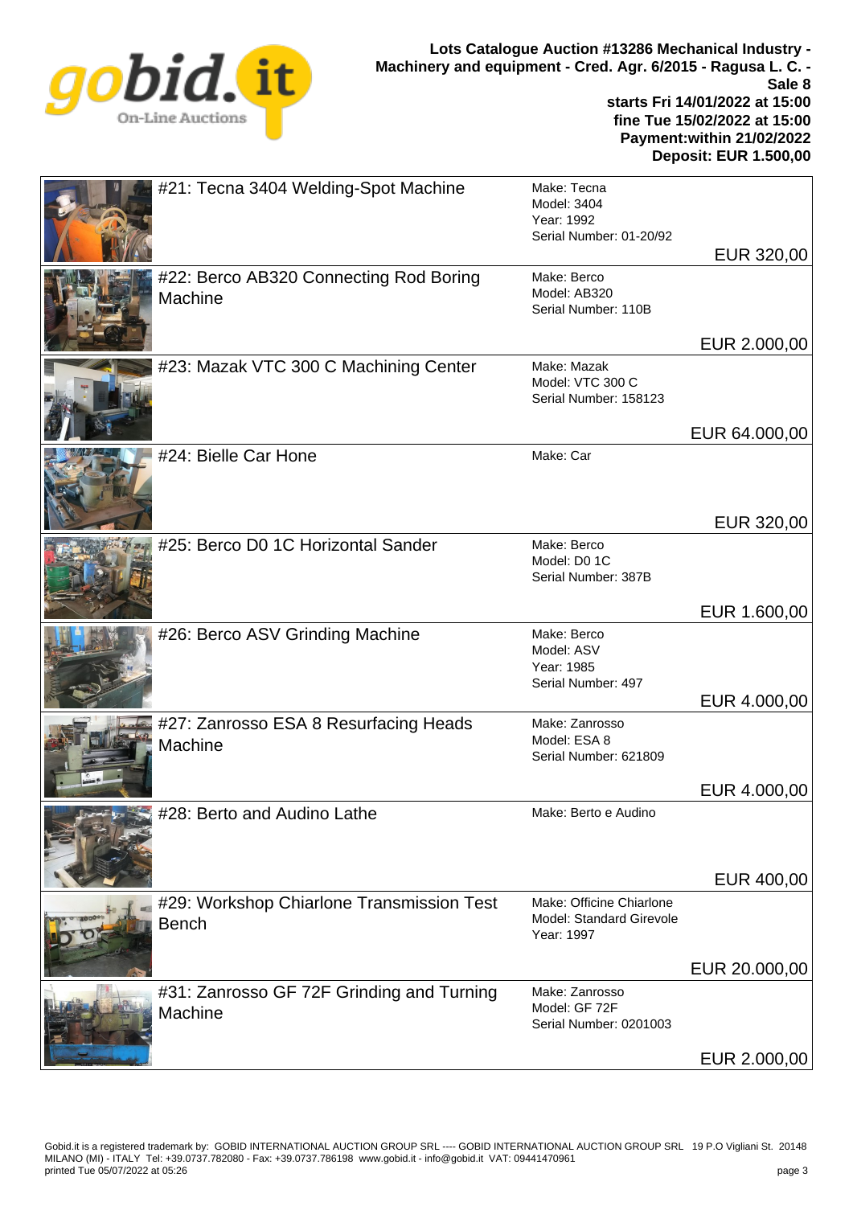**Lots Catalogue Auction #13286 Mechanical Industry - Machinery and equipment - Cred. Agr. 6/2015 - Ragusa L. C. - Sale 8**
**starts Fri 14/01/2022 at 15:00**
**fine Tue 15/02/2022 at 15:00**
**Payment:within 21/02/2022**
**Deposit: EUR 1.500,00**

| Lot | Details | Price |
|---|---|---|
| #21: Tecna 3404 Welding-Spot Machine | Make: Tecna<br>Model: 3404<br>Year: 1992<br>Serial Number: 01-20/92 | EUR 320,00 |
| #22: Berco AB320 Connecting Rod Boring Machine | Make: Berco<br>Model: AB320<br>Serial Number: 110B | EUR 2.000,00 |
| #23: Mazak VTC 300 C Machining Center | Make: Mazak<br>Model: VTC 300 C<br>Serial Number: 158123 | EUR 64.000,00 |
| #24: Bielle Car Hone | Make: Car | EUR 320,00 |
| #25: Berco D0 1C Horizontal Sander | Make: Berco<br>Model: D0 1C<br>Serial Number: 387B | EUR 1.600,00 |
| #26: Berco ASV Grinding Machine | Make: Berco<br>Model: ASV<br>Year: 1985<br>Serial Number: 497 | EUR 4.000,00 |
| #27: Zanrosso ESA 8 Resurfacing Heads Machine | Make: Zanrosso<br>Model: ESA 8<br>Serial Number: 621809 | EUR 4.000,00 |
| #28: Berto and Audino Lathe | Make: Berto e Audino | EUR 400,00 |
| #29: Workshop Chiarlone Transmission Test Bench | Make: Officine Chiarlone<br>Model: Standard Girevole<br>Year: 1997 | EUR 20.000,00 |
| #31: Zanrosso GF 72F Grinding and Turning Machine | Make: Zanrosso<br>Model: GF 72F<br>Serial Number: 0201003 | EUR 2.000,00 |

Gobid.it is a registered trademark by: GOBID INTERNATIONAL AUCTION GROUP SRL ---- GOBID INTERNATIONAL AUCTION GROUP SRL 19 P.O Vigliani St. 20148 MILANO (MI) - ITALY Tel: +39.0737.782080 - Fax: +39.0737.786198 www.gobid.it - info@gobid.it VAT: 09441470961
printed Tue 05/07/2022 at 05:26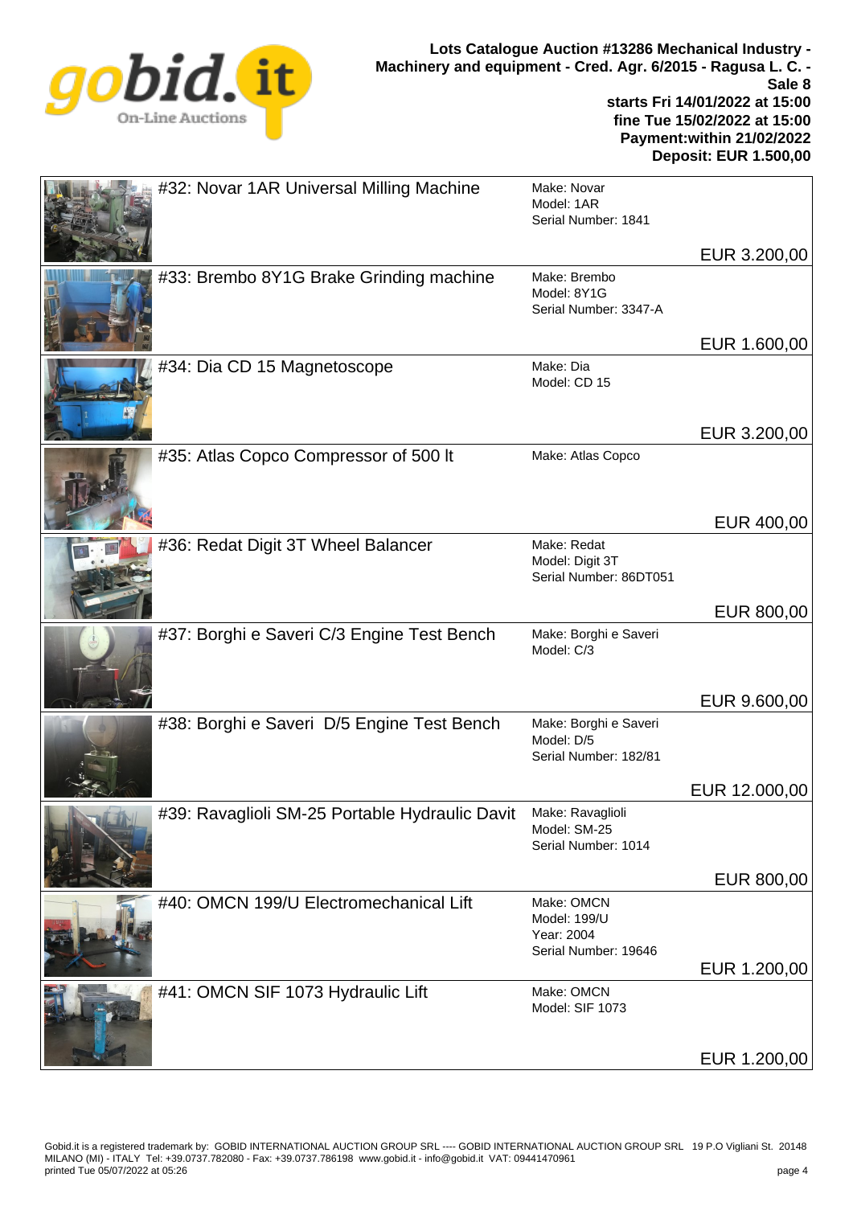**Lots Catalogue Auction #13286 Mechanical Industry - Machinery and equipment - Cred. Agr. 6/2015 - Ragusa L. C. - Sale 8**
**starts Fri 14/01/2022 at 15:00**
**fine Tue 15/02/2022 at 15:00**
**Payment:within 21/02/2022**
**Deposit: EUR 1.500,00**

| Lot | Details | Price |
| --- | --- | --- |
| #32: Novar 1AR Universal Milling Machine | Make: Novar<br>Model: 1AR<br>Serial Number: 1841 | EUR 3.200,00 |
| #33: Brembo 8Y1G Brake Grinding machine | Make: Brembo<br>Model: 8Y1G<br>Serial Number: 3347-A | EUR 1.600,00 |
| #34: Dia CD 15 Magnetoscope | Make: Dia<br>Model: CD 15 | EUR 3.200,00 |
| #35: Atlas Copco Compressor of 500 lt | Make: Atlas Copco | EUR 400,00 |
| #36: Redat Digit 3T Wheel Balancer | Make: Redat<br>Model: Digit 3T<br>Serial Number: 86DT051 | EUR 800,00 |
| #37: Borghi e Saveri C/3 Engine Test Bench | Make: Borghi e Saveri<br>Model: C/3 | EUR 9.600,00 |
| #38: Borghi e Saveri D/5 Engine Test Bench | Make: Borghi e Saveri<br>Model: D/5<br>Serial Number: 182/81 | EUR 12.000,00 |
| #39: Ravaglioli SM-25 Portable Hydraulic Davit | Make: Ravaglioli<br>Model: SM-25<br>Serial Number: 1014 | EUR 800,00 |
| #40: OMCN 199/U Electromechanical Lift | Make: OMCN<br>Model: 199/U<br>Year: 2004<br>Serial Number: 19646 | EUR 1.200,00 |
| #41: OMCN SIF 1073 Hydraulic Lift | Make: OMCN<br>Model: SIF 1073 | EUR 1.200,00 |

Gobid.it is a registered trademark by: GOBID INTERNATIONAL AUCTION GROUP SRL ---- GOBID INTERNATIONAL AUCTION GROUP SRL 19 P.O Vigliani St. 20148 MILANO (MI) - ITALY Tel: +39.0737.782080 - Fax: +39.0737.786198 www.gobid.it - info@gobid.it VAT: 09441470961
printed Tue 05/07/2022 at 05:26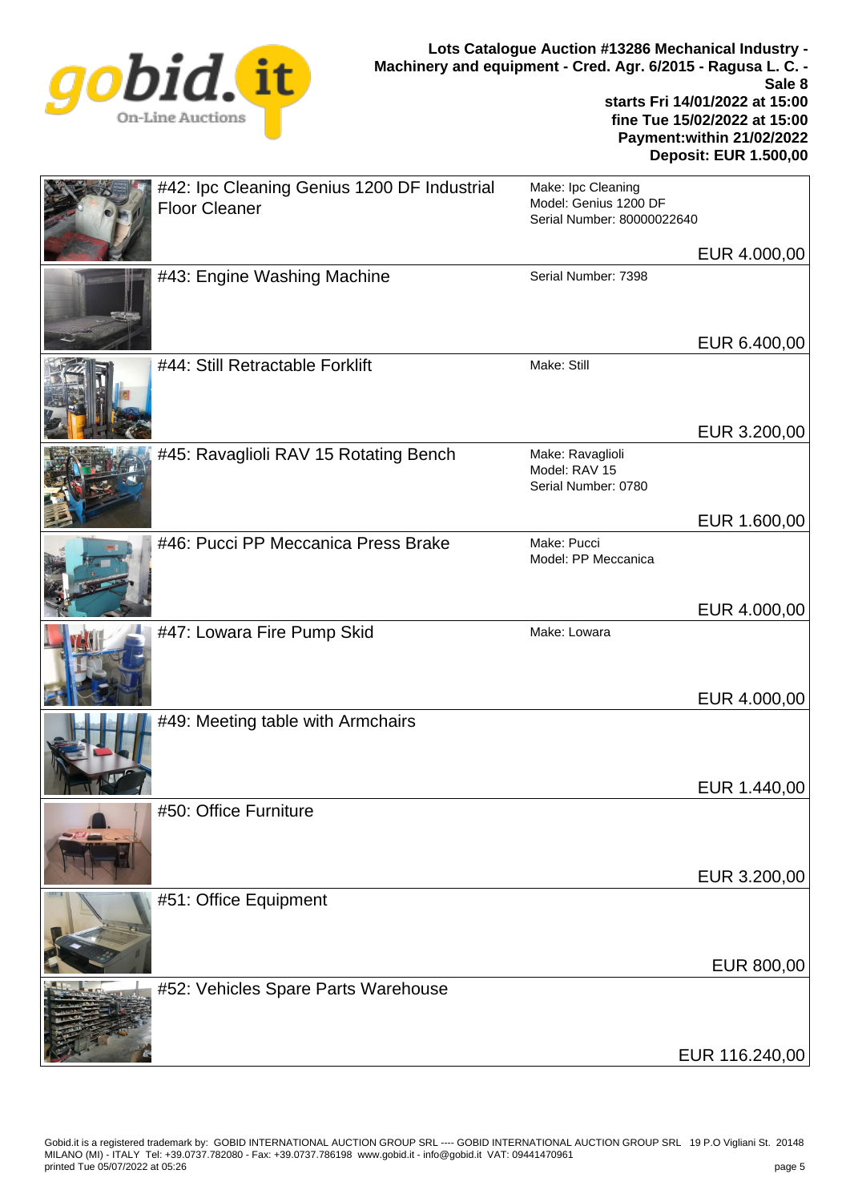**Lots Catalogue Auction #13286 Mechanical Industry - Machinery and equipment - Cred. Agr. 6/2015 - Ragusa L. C. - Sale 8**

**starts Fri 14/01/2022 at 15:00**
**fine Tue 15/02/2022 at 15:00**
**Payment:within 21/02/2022**
**Deposit: EUR 1.500,00**

| Lot | Details | Price |
|---|---|---|
| #42: Ipc Cleaning Genius 1200 DF Industrial Floor Cleaner | Make: Ipc Cleaning<br>Model: Genius 1200 DF<br>Serial Number: 80000022640 | EUR 4.000,00 |
| #43: Engine Washing Machine | Serial Number: 7398 | EUR 6.400,00 |
| #44: Still Retractable Forklift | Make: Still | EUR 3.200,00 |
| #45: Ravaglioli RAV 15 Rotating Bench | Make: Ravaglioli<br>Model: RAV 15<br>Serial Number: 0780 | EUR 1.600,00 |
| #46: Pucci PP Meccanica Press Brake | Make: Pucci<br>Model: PP Meccanica | EUR 4.000,00 |
| #47: Lowara Fire Pump Skid | Make: Lowara | EUR 4.000,00 |
| #49: Meeting table with Armchairs | | EUR 1.440,00 |
| #50: Office Furniture | | EUR 3.200,00 |
| #51: Office Equipment | | EUR 800,00 |
| #52: Vehicles Spare Parts Warehouse | | EUR 116.240,00 |

Gobid.it is a registered trademark by: GOBID INTERNATIONAL AUCTION GROUP SRL ---- GOBID INTERNATIONAL AUCTION GROUP SRL 19 P.O Vigliani St. 20148 MILANO (MI) - ITALY Tel: +39.0737.782080 - Fax: +39.0737.786198 www.gobid.it - info@gobid.it VAT: 09441470961
printed Tue 05/07/2022 at 05:26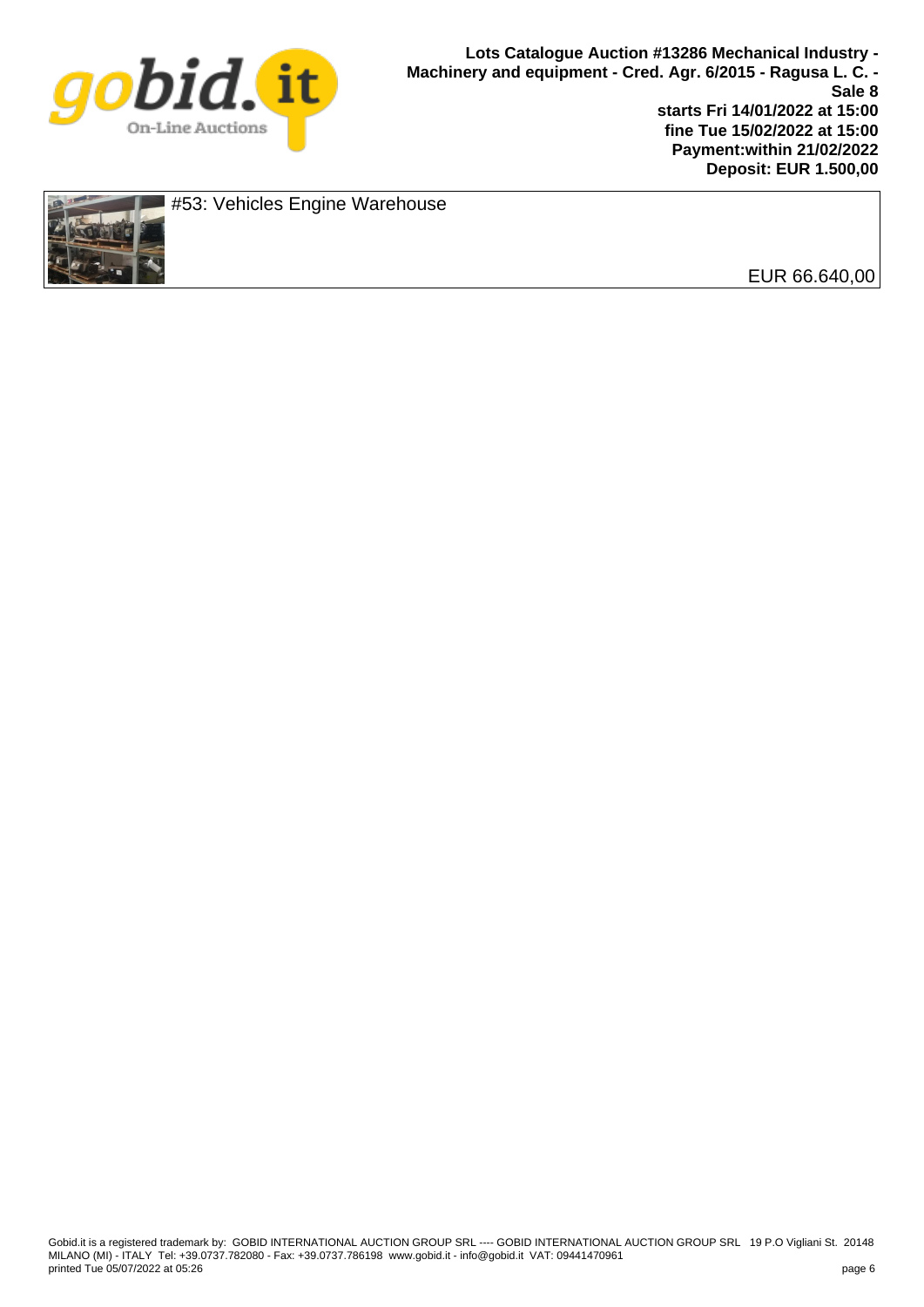#53: Vehicles Engine Warehouse

EUR 66.640,00